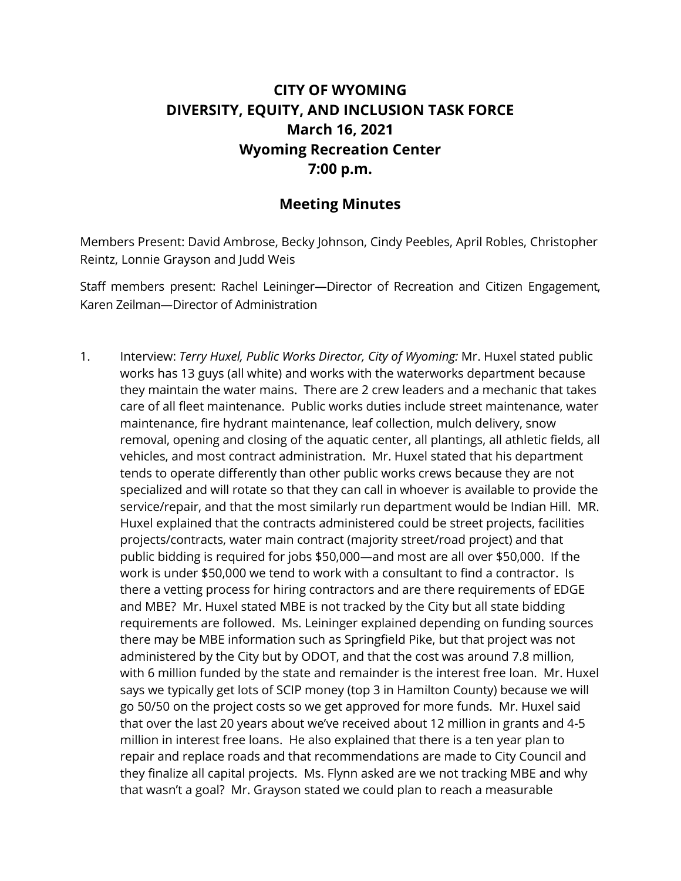# CITY OF WYOMING
# DIVERSITY, EQUITY, AND INCLUSION TASK FORCE
# March 16, 2021
# Wyoming Recreation Center
# 7:00 p.m.

## Meeting Minutes

Members Present: David Ambrose, Becky Johnson, Cindy Peebles, April Robles, Christopher Reintz, Lonnie Grayson and Judd Weis

Staff members present: Rachel Leininger—Director of Recreation and Citizen Engagement, Karen Zeilman—Director of Administration

1. Interview: *Terry Huxel, Public Works Director, City of Wyoming:* Mr. Huxel stated public works has 13 guys (all white) and works with the waterworks department because they maintain the water mains. There are 2 crew leaders and a mechanic that takes care of all fleet maintenance. Public works duties include street maintenance, water maintenance, fire hydrant maintenance, leaf collection, mulch delivery, snow removal, opening and closing of the aquatic center, all plantings, all athletic fields, all vehicles, and most contract administration. Mr. Huxel stated that his department tends to operate differently than other public works crews because they are not specialized and will rotate so that they can call in whoever is available to provide the service/repair, and that the most similarly run department would be Indian Hill. MR. Huxel explained that the contracts administered could be street projects, facilities projects/contracts, water main contract (majority street/road project) and that public bidding is required for jobs $50,000—and most are all over $50,000. If the work is under $50,000 we tend to work with a consultant to find a contractor. Is there a vetting process for hiring contractors and are there requirements of EDGE and MBE? Mr. Huxel stated MBE is not tracked by the City but all state bidding requirements are followed. Ms. Leininger explained depending on funding sources there may be MBE information such as Springfield Pike, but that project was not administered by the City but by ODOT, and that the cost was around 7.8 million, with 6 million funded by the state and remainder is the interest free loan. Mr. Huxel says we typically get lots of SCIP money (top 3 in Hamilton County) because we will go 50/50 on the project costs so we get approved for more funds. Mr. Huxel said that over the last 20 years about we've received about 12 million in grants and 4-5 million in interest free loans. He also explained that there is a ten year plan to repair and replace roads and that recommendations are made to City Council and they finalize all capital projects. Ms. Flynn asked are we not tracking MBE and why that wasn't a goal? Mr. Grayson stated we could plan to reach a measurable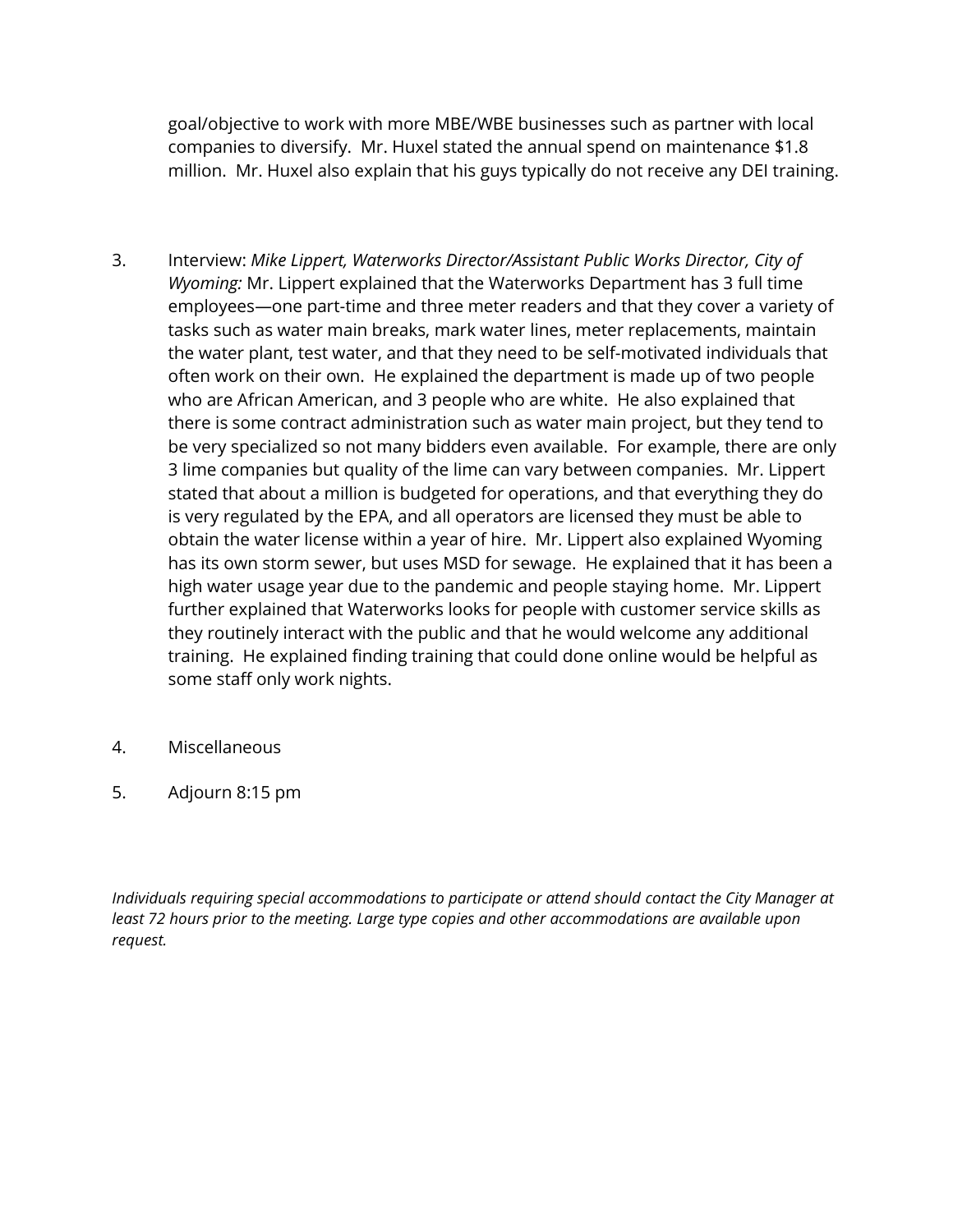goal/objective to work with more MBE/WBE businesses such as partner with local companies to diversify. Mr. Huxel stated the annual spend on maintenance $1.8 million. Mr. Huxel also explain that his guys typically do not receive any DEI training.

3. Interview: *Mike Lippert, Waterworks Director/Assistant Public Works Director, City of Wyoming:* Mr. Lippert explained that the Waterworks Department has 3 full time employees—one part-time and three meter readers and that they cover a variety of tasks such as water main breaks, mark water lines, meter replacements, maintain the water plant, test water, and that they need to be self-motivated individuals that often work on their own. He explained the department is made up of two people who are African American, and 3 people who are white. He also explained that there is some contract administration such as water main project, but they tend to be very specialized so not many bidders even available. For example, there are only 3 lime companies but quality of the lime can vary between companies. Mr. Lippert stated that about a million is budgeted for operations, and that everything they do is very regulated by the EPA, and all operators are licensed they must be able to obtain the water license within a year of hire. Mr. Lippert also explained Wyoming has its own storm sewer, but uses MSD for sewage. He explained that it has been a high water usage year due to the pandemic and people staying home. Mr. Lippert further explained that Waterworks looks for people with customer service skills as they routinely interact with the public and that he would welcome any additional training. He explained finding training that could done online would be helpful as some staff only work nights.

4. Miscellaneous

5. Adjourn 8:15 pm

*Individuals requiring special accommodations to participate or attend should contact the City Manager at least 72 hours prior to the meeting. Large type copies and other accommodations are available upon request.*